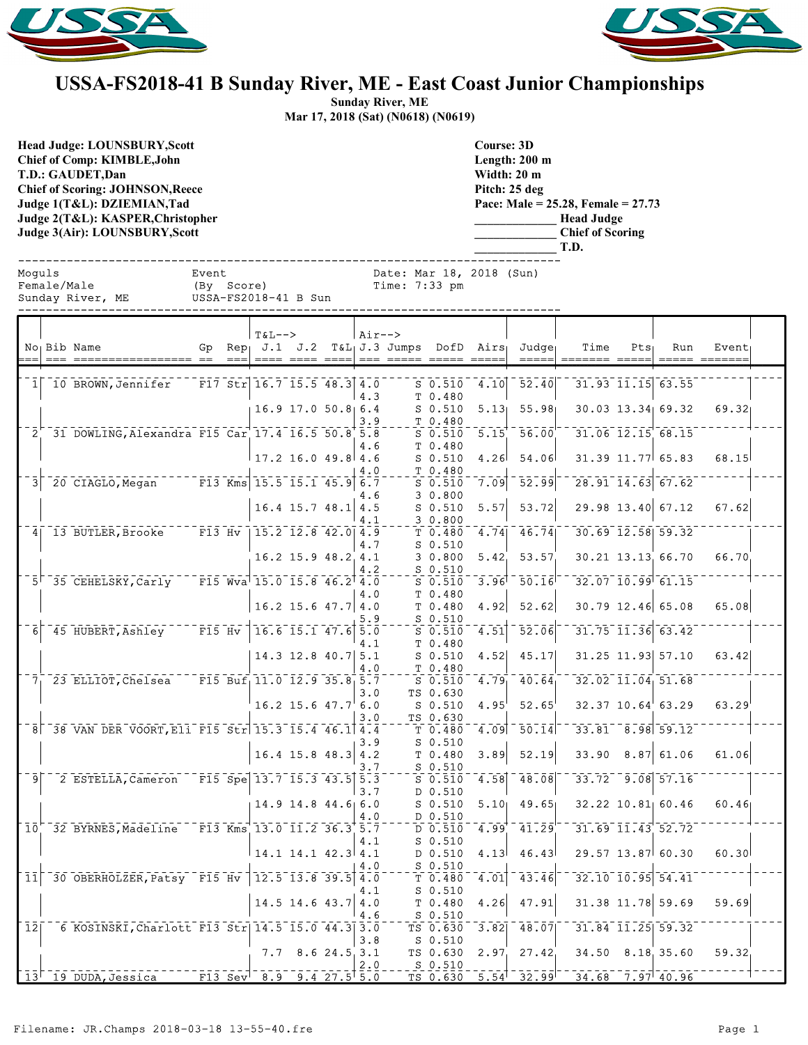# USSA-FS2018-41 B Sunday River, ME - East Coast Junior Championships

**Sunday River, ME**
**Mar 17, 2018 (Sat) (N0618) (N0619)**

**Head Judge: LOUNSBURY,Scott**
**Chief of Comp: KIMBLE,John**
**T.D.: GAUDET,Dan**
**Chief of Scoring: JOHNSON,Reece**
**Judge 1(T&L): DZIEMIAN,Tad**
**Judge 2(T&L): KASPER,Christopher**
**Judge 3(Air): LOUNSBURY,Scott**

**Course: 3D**
**Length: 200 m**
**Width: 20 m**
**Pitch: 25 deg**
**Pace: Male = 25.28, Female = 27.73**
**____________ Head Judge**
**____________ Chief of Scoring**
**____________ T.D.**

```
Moguls              Event                    Date: Mar 18, 2018 (Sun)
Female/Male         (By  Score)              Time: 7:33 pm
Sunday River, ME    USSA-FS2018-41 B Sun
```

| No | Bib | Name | Gp | Rep | T&L--> J.1 | J.2 | T&L | Air--> J.3 | Jumps | DofD | Airs | Judge | Time | Pts | Run | Event |
|---|---|---|---|---|---|---|---|---|---|---|---|---|---|---|---|---|
| 1 | 10 | BROWN,Jennifer | F17 | Str | 16.7 | 15.5 | 48.3 | 4.0 | S | 0.510 | 4.10 | 52.40 | 31.93 | 11.15 | 63.55 | |
| | | | | | | | | 4.3 | T | 0.480 | | | | | | |
| | | | | | 16.9 | 17.0 | 50.8 | 6.4 | S | 0.510 | 5.13 | 55.98 | 30.03 | 13.34 | 69.32 | 69.32 |
| | | | | | | | | 3.9 | T | 0.480 | | | | | | |
| 2 | 31 | DOWLING,Alexandra | F15 | Car | 17.4 | 16.5 | 50.8 | 5.8 | S | 0.510 | 5.15 | 56.00 | 31.06 | 12.15 | 68.15 | |
| | | | | | | | | 4.6 | T | 0.480 | | | | | | |
| | | | | | 17.2 | 16.0 | 49.8 | 4.6 | S | 0.510 | 4.26 | 54.06 | 31.39 | 11.77 | 65.83 | 68.15 |
| | | | | | | | | 4.0 | T | 0.480 | | | | | | |
| 3 | 20 | CIAGLO,Megan | F13 | Kms | 15.5 | 15.1 | 45.9 | 6.7 | S | 0.510 | 7.09 | 52.99 | 28.91 | 14.63 | 67.62 | |
| | | | | | | | | 4.6 | 3 | 0.800 | | | | | | |
| | | | | | 16.4 | 15.7 | 48.1 | 4.5 | S | 0.510 | 5.57 | 53.72 | 29.98 | 13.40 | 67.12 | 67.62 |
| | | | | | | | | 4.1 | 3 | 0.800 | | | | | | |
| 4 | 13 | BUTLER,Brooke | F13 | Hv | 15.2 | 12.8 | 42.0 | 4.9 | T | 0.480 | 4.74 | 46.74 | 30.69 | 12.58 | 59.32 | |
| | | | | | | | | 4.7 | S | 0.510 | | | | | | |
| | | | | | 16.2 | 15.9 | 48.2 | 4.1 | 3 | 0.800 | 5.42 | 53.57 | 30.21 | 13.13 | 66.70 | 66.70 |
| | | | | | | | | 4.2 | S | 0.510 | | | | | | |
| 5 | 35 | CEHELSKY,Carly | F15 | Wva | 15.0 | 15.8 | 46.2 | 4.0 | S | 0.510 | 3.96 | 50.16 | 32.07 | 10.99 | 61.15 | |
| | | | | | | | | 4.0 | T | 0.480 | | | | | | |
| | | | | | 16.2 | 15.6 | 47.7 | 4.0 | T | 0.480 | 4.92 | 52.62 | 30.79 | 12.46 | 65.08 | 65.08 |
| | | | | | | | | 5.9 | S | 0.510 | | | | | | |
| 6 | 45 | HUBERT,Ashley | F15 | Hv | 16.6 | 15.1 | 47.6 | 5.0 | S | 0.510 | 4.51 | 52.06 | 31.75 | 11.36 | 63.42 | |
| | | | | | | | | 4.1 | T | 0.480 | | | | | | |
| | | | | | 14.3 | 12.8 | 40.7 | 5.1 | S | 0.510 | 4.52 | 45.17 | 31.25 | 11.93 | 57.10 | 63.42 |
| | | | | | | | | 4.0 | T | 0.480 | | | | | | |
| 7 | 23 | ELLIOT,Chelsea | F15 | Buf | 11.0 | 12.9 | 35.8 | 5.7 | S | 0.510 | 4.79 | 40.64 | 32.02 | 11.04 | 51.68 | |
| | | | | | | | | 3.0 | TS | 0.630 | | | | | | |
| | | | | | 16.2 | 15.6 | 47.7 | 6.0 | S | 0.510 | 4.95 | 52.65 | 32.37 | 10.64 | 63.29 | 63.29 |
| | | | | | | | | 3.0 | TS | 0.630 | | | | | | |
| 8 | 38 | VAN DER VOORT,Eli | F15 | Str | 15.3 | 15.4 | 46.1 | 4.4 | T | 0.480 | 4.09 | 50.14 | 33.81 | 8.98 | 59.12 | |
| | | | | | | | | 3.9 | S | 0.510 | | | | | | |
| | | | | | 16.4 | 15.8 | 48.3 | 4.2 | T | 0.480 | 3.89 | 52.19 | 33.90 | 8.87 | 61.06 | 61.06 |
| | | | | | | | | 3.7 | S | 0.510 | | | | | | |
| 9 | 2 | ESTELLA,Cameron | F15 | Spe | 13.7 | 15.3 | 43.5 | 5.3 | S | 0.510 | 4.58 | 48.08 | 33.72 | 9.08 | 57.16 | |
| | | | | | | | | 3.7 | D | 0.510 | | | | | | |
| | | | | | 14.9 | 14.8 | 44.6 | 6.0 | S | 0.510 | 5.10 | 49.65 | 32.22 | 10.81 | 60.46 | 60.46 |
| | | | | | | | | 4.0 | D | 0.510 | | | | | | |
| 10 | 32 | BYRNES,Madeline | F13 | Kms | 13.0 | 11.2 | 36.3 | 5.7 | D | 0.510 | 4.99 | 41.29 | 31.69 | 11.43 | 52.72 | |
| | | | | | | | | 4.1 | S | 0.510 | | | | | | |
| | | | | | 14.1 | 14.1 | 42.3 | 4.1 | D | 0.510 | 4.13 | 46.43 | 29.57 | 13.87 | 60.30 | 60.30 |
| | | | | | | | | 4.0 | S | 0.510 | | | | | | |
| 11 | 30 | OBERHOLZER,Patsy | F15 | Hv | 12.5 | 13.8 | 39.5 | 4.0 | T | 0.480 | 4.01 | 43.46 | 32.10 | 10.95 | 54.41 | |
| | | | | | | | | 4.1 | S | 0.510 | | | | | | |
| | | | | | 14.5 | 14.6 | 43.7 | 4.0 | T | 0.480 | 4.26 | 47.91 | 31.38 | 11.78 | 59.69 | 59.69 |
| | | | | | | | | 4.6 | S | 0.510 | | | | | | |
| 12 | 6 | KOSINSKI,Charlott | F13 | Str | 14.5 | 15.0 | 44.3 | 3.0 | TS | 0.630 | 3.82 | 48.07 | 31.84 | 11.25 | 59.32 | |
| | | | | | | | | 3.8 | S | 0.510 | | | | | | |
| | | | | | 7.7 | 8.6 | 24.5 | 3.1 | TS | 0.630 | 2.97 | 27.42 | 34.50 | 8.18 | 35.60 | 59.32 |
| | | | | | | | | 2.0 | S | 0.510 | | | | | | |
| 13 | 19 | DUDA,Jessica | F13 | Sev | 8.9 | 9.4 | 27.5 | 5.0 | TS | 0.630 | 5.54 | 32.99 | 34.68 | 7.97 | 40.96 | |

Filename: JR.Champs 2018-03-18 13-55-40.fre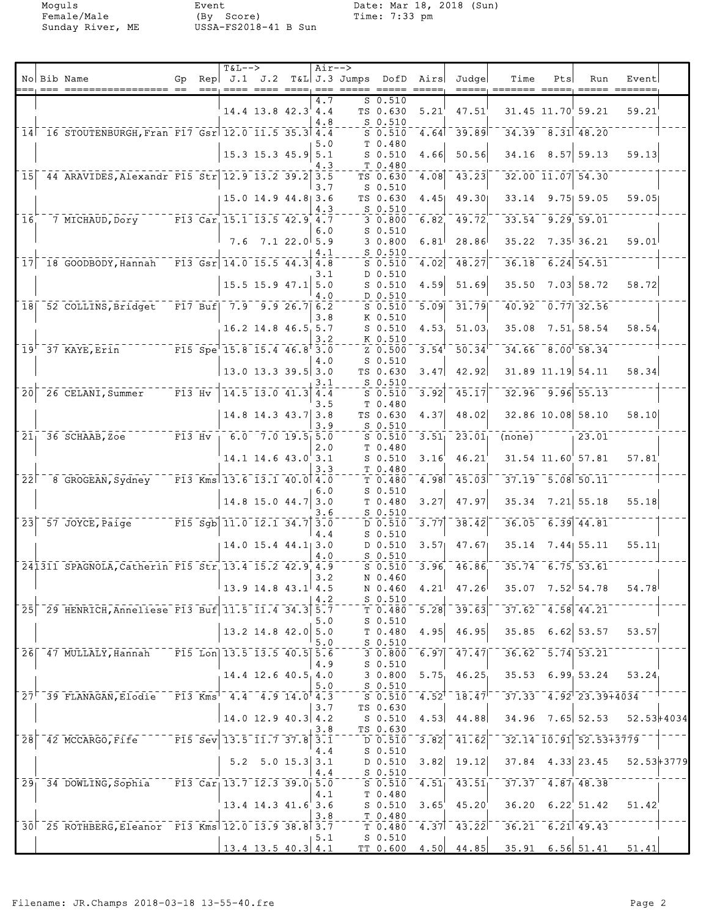Moguls
Female/Male
Sunday River, ME

Event
(By Score)
USSA-FS2018-41 B Sun

Date: Mar 18, 2018 (Sun)
Time: 7:33 pm

| No | Bib | Name | Gp | Rep | J.1 | J.2 | T&L | J.3 | Jumps | DofD | Airs | Judge | Time | Pts | Run | Event |
|---|---|---|---|---|---|---|---|---|---|---|---|---|---|---|---|---|
| | | | | | | | | 4.7 | S | 0.510 | | | | | | |
| | | | | | 14.4 | 13.8 | 42.3 | 4.4 | TS | 0.630 | 5.21 | 47.51 | 31.45 | 11.70 | 59.21 | 59.21 |
| | | | | | | | | 4.8 | S | 0.510 | | | | | | |
| 14 | 16 | STOUTENBURGH, Fran | F17 | Gsr | 12.0 | 11.5 | 35.3 | 4.4 | S | 0.510 | 4.64 | 39.89 | 34.39 | 8.31 | 48.20 | |
| | | | | | | | | 5.0 | T | 0.480 | | | | | | |
| | | | | | 15.3 | 15.3 | 45.9 | 5.1 | S | 0.510 | 4.66 | 50.56 | 34.16 | 8.57 | 59.13 | 59.13 |
| | | | | | | | | 4.3 | T | 0.480 | | | | | | |
| 15 | 44 | ARAVIDES, Alexandr | F15 | Str | 12.9 | 13.2 | 39.2 | 3.5 | TS | 0.630 | 4.08 | 43.23 | 32.00 | 11.07 | 54.30 | |
| | | | | | | | | 3.7 | S | 0.510 | | | | | | |
| | | | | | 15.0 | 14.9 | 44.8 | 3.6 | TS | 0.630 | 4.45 | 49.30 | 33.14 | 9.75 | 59.05 | 59.05 |
| | | | | | | | | 4.3 | S | 0.510 | | | | | | |
| 16 | 7 | MICHAUD, Dory | F13 | Car | 15.1 | 13.5 | 42.9 | 4.7 | 3 | 0.800 | 6.82 | 49.72 | 33.54 | 9.29 | 59.01 | |
| | | | | | | | | 6.0 | S | 0.510 | | | | | | |
| | | | | | 7.6 | 7.1 | 22.0 | 5.9 | 3 | 0.800 | 6.81 | 28.86 | 35.22 | 7.35 | 36.21 | 59.01 |
| | | | | | | | | 4.1 | S | 0.510 | | | | | | |
| 17 | 18 | GOODBODY, Hannah | F13 | Gsr | 14.0 | 15.5 | 44.3 | 4.8 | S | 0.510 | 4.02 | 48.27 | 36.18 | 6.24 | 54.51 | |
| | | | | | | | | 3.1 | D | 0.510 | | | | | | |
| | | | | | 15.5 | 15.9 | 47.1 | 5.0 | S | 0.510 | 4.59 | 51.69 | 35.50 | 7.03 | 58.72 | 58.72 |
| | | | | | | | | 4.0 | D | 0.510 | | | | | | |
| 18 | 52 | COLLINS, Bridget | F17 | Buf | 7.9 | 9.9 | 26.7 | 6.2 | S | 0.510 | 5.09 | 31.79 | 40.92 | 0.77 | 32.56 | |
| | | | | | | | | 3.8 | K | 0.510 | | | | | | |
| | | | | | 16.2 | 14.8 | 46.5 | 5.7 | S | 0.510 | 4.53 | 51.03 | 35.08 | 7.51 | 58.54 | 58.54 |
| | | | | | | | | 3.2 | K | 0.510 | | | | | | |
| 19 | 37 | KAYE, Erin | F15 | Spe | 15.8 | 15.4 | 46.8 | 3.0 | Z | 0.500 | 3.54 | 50.34 | 34.66 | 8.00 | 58.34 | |
| | | | | | | | | 4.0 | S | 0.510 | | | | | | |
| | | | | | 13.0 | 13.3 | 39.5 | 3.0 | TS | 0.630 | 3.47 | 42.92 | 31.89 | 11.19 | 54.11 | 58.34 |
| | | | | | | | | 3.1 | S | 0.510 | | | | | | |
| 20 | 26 | CELANI, Summer | F13 | Hv | 14.5 | 13.0 | 41.3 | 4.4 | S | 0.510 | 3.92 | 45.17 | 32.96 | 9.96 | 55.13 | |
| | | | | | | | | 3.5 | T | 0.480 | | | | | | |
| | | | | | 14.8 | 14.3 | 43.7 | 3.8 | TS | 0.630 | 4.37 | 48.02 | 32.86 | 10.08 | 58.10 | 58.10 |
| | | | | | | | | 3.9 | S | 0.510 | | | | | | |
| 21 | 36 | SCHAAB, Zoe | F13 | Hv | 6.0 | 7.0 | 19.5 | 5.0 | S | 0.510 | 3.51 | 23.01 | (none) | | 23.01 | |
| | | | | | | | | 2.0 | T | 0.480 | | | | | | |
| | | | | | 14.1 | 14.6 | 43.0 | 3.1 | S | 0.510 | 3.16 | 46.21 | 31.54 | 11.60 | 57.81 | 57.81 |
| | | | | | | | | 3.3 | T | 0.480 | | | | | | |
| 22 | 8 | GROGEAN, Sydney | F13 | Kms | 13.6 | 13.1 | 40.0 | 4.0 | T | 0.480 | 4.98 | 45.03 | 37.19 | 5.08 | 50.11 | |
| | | | | | | | | 6.0 | S | 0.510 | | | | | | |
| | | | | | 14.8 | 15.0 | 44.7 | 3.0 | T | 0.480 | 3.27 | 47.97 | 35.34 | 7.21 | 55.18 | 55.18 |
| | | | | | | | | 3.6 | S | 0.510 | | | | | | |
| 23 | 57 | JOYCE, Paige | F15 | Sgb | 11.0 | 12.1 | 34.7 | 3.0 | D | 0.510 | 3.77 | 38.42 | 36.05 | 6.39 | 44.81 | |
| | | | | | | | | 4.4 | S | 0.510 | | | | | | |
| | | | | | 14.0 | 15.4 | 44.1 | 3.0 | D | 0.510 | 3.57 | 47.67 | 35.14 | 7.44 | 55.11 | 55.11 |
| | | | | | | | | 4.0 | S | 0.510 | | | | | | |
| 24 | 311 | SPAGNOLA, Catherin | F15 | Str | 13.4 | 15.2 | 42.9 | 4.9 | S | 0.510 | 3.96 | 46.86 | 35.74 | 6.75 | 53.61 | |
| | | | | | | | | 3.2 | N | 0.460 | | | | | | |
| | | | | | 13.9 | 14.8 | 43.1 | 4.5 | N | 0.460 | 4.21 | 47.26 | 35.07 | 7.52 | 54.78 | 54.78 |
| | | | | | | | | 4.2 | S | 0.510 | | | | | | |
| 25 | 29 | HENRICH, Anneliese | F13 | Buf | 11.5 | 11.4 | 34.3 | 5.7 | T | 0.480 | 5.28 | 39.63 | 37.62 | 4.58 | 44.21 | |
| | | | | | | | | 5.0 | S | 0.510 | | | | | | |
| | | | | | 13.2 | 14.8 | 42.0 | 5.0 | T | 0.480 | 4.95 | 46.95 | 35.85 | 6.62 | 53.57 | 53.57 |
| | | | | | | | | 5.0 | S | 0.510 | | | | | | |
| 26 | 47 | MULLALY, Hannah | F15 | Lon | 13.5 | 13.5 | 40.5 | 5.6 | 3 | 0.800 | 6.97 | 47.47 | 36.62 | 5.74 | 53.21 | |
| | | | | | | | | 4.9 | S | 0.510 | | | | | | |
| | | | | | 14.4 | 12.6 | 40.5 | 4.0 | 3 | 0.800 | 5.75 | 46.25 | 35.53 | 6.99 | 53.24 | 53.24 |
| | | | | | | | | 5.0 | S | 0.510 | | | | | | |
| 27 | 39 | FLANAGAN, Elodie | F13 | Kms | 4.4 | 4.9 | 14.0 | 4.3 | S | 0.510 | 4.52 | 18.47 | 37.33 | 4.92 | 23.39+4034 | |
| | | | | | | | | 3.7 | TS | 0.630 | | | | | | |
| | | | | | 14.0 | 12.9 | 40.3 | 4.2 | S | 0.510 | 4.53 | 44.88 | 34.96 | 7.65 | 52.53 | 52.53+4034 |
| | | | | | | | | 3.8 | TS | 0.630 | | | | | | |
| 28 | 42 | MCCARGO, Fife | F15 | Sev | 13.5 | 11.7 | 37.8 | 3.1 | D | 0.510 | 3.82 | 41.62 | 32.14 | 10.91 | 52.53+3779 | |
| | | | | | | | | 4.4 | S | 0.510 | | | | | | |
| | | | | | 5.2 | 5.0 | 15.3 | 3.1 | D | 0.510 | 3.82 | 19.12 | 37.84 | 4.33 | 23.45 | 52.53+3779 |
| | | | | | | | | 4.4 | S | 0.510 | | | | | | |
| 29 | 34 | DOWLING, Sophia | F13 | Car | 13.7 | 12.3 | 39.0 | 5.0 | S | 0.510 | 4.51 | 43.51 | 37.37 | 4.87 | 48.38 | |
| | | | | | | | | 4.1 | T | 0.480 | | | | | | |
| | | | | | 13.4 | 14.3 | 41.6 | 3.6 | S | 0.510 | 3.65 | 45.20 | 36.20 | 6.22 | 51.42 | 51.42 |
| | | | | | | | | 3.8 | T | 0.480 | | | | | | |
| 30 | 25 | ROTHBERG, Eleanor | F13 | Kms | 12.0 | 13.9 | 38.8 | 3.7 | T | 0.480 | 4.37 | 43.22 | 36.21 | 6.21 | 49.43 | |
| | | | | | | | | 5.1 | S | 0.510 | | | | | | |
| | | | | | 13.4 | 13.5 | 40.3 | 4.1 | TT | 0.600 | 4.50 | 44.85 | 35.91 | 6.56 | 51.41 | 51.41 |

Filename: JR.Champs 2018-03-18 13-55-40.fre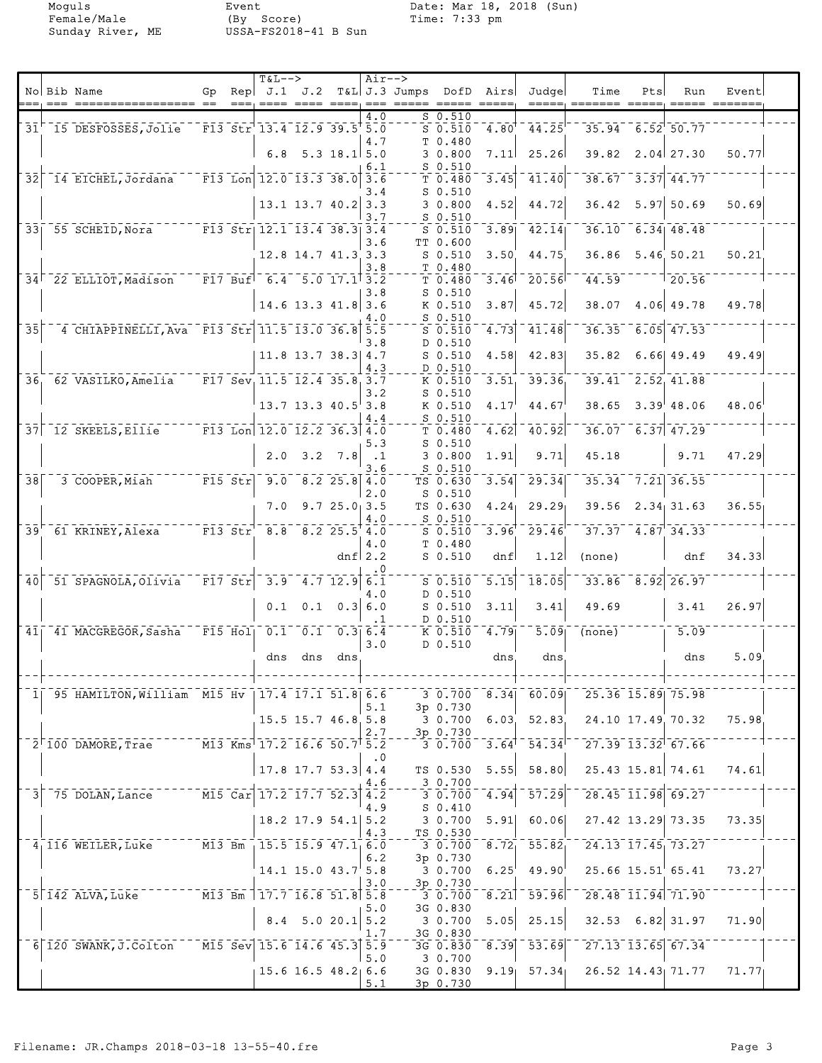Moguls
Female/Male
Sunday River, ME

Event
(By Score)
USSA-FS2018-41 B Sun

Date: Mar 18, 2018 (Sun)
Time: 7:33 pm

| No | Bib | Name | Gp | Rep | T&L--> J.1 | J.2 | T&L | Air--> J.3 | Jumps | DofD | Airs | Judge | Time | Pts | Run | Event |
|---|---|---|---|---|---|---|---|---|---|---|---|---|---|---|---|---|
| | | | | | | | | 4.0 | S | 0.510 | | | | | | |
| 31 | 15 | DESFOSSES,Jolie | F13 | Str | 13.4 | 12.9 | 39.5 | 5.0 | S | 0.510 | 4.80 | 44.25 | 35.94 | 6.52 | 50.77 | |
| | | | | | | | | 4.7 | T | 0.480 | | | | | | |
| | | | | | 6.8 | 5.3 | 18.1 | 5.0 | 3 | 0.800 | 7.11 | 25.26 | 39.82 | 2.04 | 27.30 | 50.77 |
| | | | | | | | | 6.1 | S | 0.510 | | | | | | |
| 32 | 14 | EICHEL,Jordana | F13 | Lon | 12.0 | 13.3 | 38.0 | 3.6 | T | 0.480 | 3.45 | 41.40 | 38.67 | 3.37 | 44.77 | |
| | | | | | | | | 3.4 | S | 0.510 | | | | | | |
| | | | | | 13.1 | 13.7 | 40.2 | 3.3 | 3 | 0.800 | 4.52 | 44.72 | 36.42 | 5.97 | 50.69 | 50.69 |
| | | | | | | | | 3.7 | S | 0.510 | | | | | | |
| 33 | 55 | SCHEID,Nora | F13 | Str | 12.1 | 13.4 | 38.3 | 3.4 | S | 0.510 | 3.89 | 42.14 | 36.10 | 6.34 | 48.48 | |
| | | | | | | | | 3.6 | TT | 0.600 | | | | | | |
| | | | | | 12.8 | 14.7 | 41.3 | 3.3 | S | 0.510 | 3.50 | 44.75 | 36.86 | 5.46 | 50.21 | 50.21 |
| | | | | | | | | 3.8 | T | 0.480 | | | | | | |
| 34 | 22 | ELLIOT,Madison | F17 | Buf | 6.4 | 5.0 | 17.1 | 3.2 | T | 0.480 | 3.46 | 20.56 | 44.59 | | 20.56 | |
| | | | | | | | | 3.8 | S | 0.510 | | | | | | |
| | | | | | 14.6 | 13.3 | 41.8 | 3.6 | K | 0.510 | 3.87 | 45.72 | 38.07 | 4.06 | 49.78 | 49.78 |
| | | | | | | | | 4.0 | S | 0.510 | | | | | | |
| 35 | 4 | CHIAPPINELLI,Ava | F13 | Str | 11.5 | 13.0 | 36.8 | 5.5 | S | 0.510 | 4.73 | 41.48 | 36.35 | 6.05 | 47.53 | |
| | | | | | | | | 3.8 | D | 0.510 | | | | | | |
| | | | | | 11.8 | 13.7 | 38.3 | 4.7 | S | 0.510 | 4.58 | 42.83 | 35.82 | 6.66 | 49.49 | 49.49 |
| | | | | | | | | 4.3 | D | 0.510 | | | | | | |
| 36 | 62 | VASILKO,Amelia | F17 | Sev | 11.5 | 12.4 | 35.8 | 3.7 | K | 0.510 | 3.51 | 39.36 | 39.41 | 2.52 | 41.88 | |
| | | | | | | | | 3.2 | S | 0.510 | | | | | | |
| | | | | | 13.7 | 13.3 | 40.5 | 3.8 | K | 0.510 | 4.17 | 44.67 | 38.65 | 3.39 | 48.06 | 48.06 |
| | | | | | | | | 4.4 | S | 0.510 | | | | | | |
| 37 | 12 | SKEELS,Ellie | F13 | Lon | 12.0 | 12.2 | 36.3 | 4.0 | T | 0.480 | 4.62 | 40.92 | 36.07 | 6.37 | 47.29 | |
| | | | | | | | | 5.3 | S | 0.510 | | | | | | |
| | | | | | 2.0 | 3.2 | 7.8 | .1 | 3 | 0.800 | 1.91 | 9.71 | 45.18 | | 9.71 | 47.29 |
| | | | | | | | | 3.6 | S | 0.510 | | | | | | |
| 38 | 3 | COOPER,Miah | F15 | Str | 9.0 | 8.2 | 25.8 | 4.0 | TS | 0.630 | 3.54 | 29.34 | 35.34 | 7.21 | 36.55 | |
| | | | | | | | | 2.0 | S | 0.510 | | | | | | |
| | | | | | 7.0 | 9.7 | 25.0 | 3.5 | TS | 0.630 | 4.24 | 29.29 | 39.56 | 2.34 | 31.63 | 36.55 |
| | | | | | | | | 4.0 | S | 0.510 | | | | | | |
| 39 | 61 | KRINEY,Alexa | F13 | Str | 8.8 | 8.2 | 25.5 | 4.0 | S | 0.510 | 3.96 | 29.46 | 37.37 | 4.87 | 34.33 | |
| | | | | | | | | 4.0 | T | 0.480 | | | | | | |
| | | | | | | | dnf | 2.2 | S | 0.510 | dnf | 1.12 | (none) | | dnf | 34.33 |
| | | | | | | | | .0 | | | | | | | | |
| 40 | 51 | SPAGNOLA,Olivia | F17 | Str | 3.9 | 4.7 | 12.9 | 6.1 | S | 0.510 | 5.15 | 18.05 | 33.86 | 8.92 | 26.97 | |
| | | | | | | | | 4.0 | D | 0.510 | | | | | | |
| | | | | | 0.1 | 0.1 | 0.3 | 6.0 | S | 0.510 | 3.11 | 3.41 | 49.69 | | 3.41 | 26.97 |
| | | | | | | | | .1 | D | 0.510 | | | | | | |
| 41 | 41 | MACGREGOR,Sasha | F15 | Hol | 0.1 | 0.1 | 0.3 | 6.4 | K | 0.510 | 4.79 | 5.09 | (none) | | 5.09 | |
| | | | | | | | | 3.0 | D | 0.510 | | | | | | |
| | | | | | dns | dns | dns | | | | dns | dns | | | dns | 5.09 |
| 1 | 95 | HAMILTON,William | M15 | Hv | 17.4 | 17.1 | 51.8 | 6.6 | 3 | 0.700 | 8.34 | 60.09 | 25.36 | 15.89 | 75.98 | |
| | | | | | | | | 5.1 | 3p | 0.730 | | | | | | |
| | | | | | 15.5 | 15.7 | 46.8 | 5.8 | 3 | 0.700 | 6.03 | 52.83 | 24.10 | 17.49 | 70.32 | 75.98 |
| | | | | | | | | 2.7 | 3p | 0.730 | | | | | | |
| 2 | 100 | DAMORE,Trae | M13 | Kms | 17.2 | 16.6 | 50.7 | 5.2 | 3 | 0.700 | 3.64 | 54.34 | 27.39 | 13.32 | 67.66 | |
| | | | | | | | | .0 | | | | | | | | |
| | | | | | 17.8 | 17.7 | 53.3 | 4.4 | TS | 0.530 | 5.55 | 58.80 | 25.43 | 15.81 | 74.61 | 74.61 |
| | | | | | | | | 4.6 | 3 | 0.700 | | | | | | |
| 3 | 75 | DOLAN,Lance | M15 | Car | 17.2 | 17.7 | 52.3 | 4.2 | 3 | 0.700 | 4.94 | 57.29 | 28.45 | 11.98 | 69.27 | |
| | | | | | | | | 4.9 | S | 0.410 | | | | | | |
| | | | | | 18.2 | 17.9 | 54.1 | 5.2 | 3 | 0.700 | 5.91 | 60.06 | 27.42 | 13.29 | 73.35 | 73.35 |
| | | | | | | | | 4.3 | TS | 0.530 | | | | | | |
| 4 | 116 | WEILER,Luke | M13 | Bm | 15.5 | 15.9 | 47.1 | 6.0 | 3 | 0.700 | 8.72 | 55.82 | 24.13 | 17.45 | 73.27 | |
| | | | | | | | | 6.2 | 3p | 0.730 | | | | | | |
| | | | | | 14.1 | 15.0 | 43.7 | 5.8 | 3 | 0.700 | 6.25 | 49.90 | 25.66 | 15.51 | 65.41 | 73.27 |
| | | | | | | | | 3.0 | 3p | 0.730 | | | | | | |
| 5 | 142 | ALVA,Luke | M13 | Bm | 17.7 | 16.8 | 51.8 | 5.8 | 3 | 0.700 | 8.21 | 59.96 | 28.48 | 11.94 | 71.90 | |
| | | | | | | | | 5.0 | 3G | 0.830 | | | | | | |
| | | | | | 8.4 | 5.0 | 20.1 | 5.2 | 3 | 0.700 | 5.05 | 25.15 | 32.53 | 6.82 | 31.97 | 71.90 |
| | | | | | | | | 1.7 | 3G | 0.830 | | | | | | |
| 6 | 120 | SWANK,J.Colton | M15 | Sev | 15.6 | 14.6 | 45.3 | 5.9 | 3G | 0.830 | 8.39 | 53.69 | 27.13 | 13.65 | 67.34 | |
| | | | | | | | | 5.0 | 3 | 0.700 | | | | | | |
| | | | | | 15.6 | 16.5 | 48.2 | 6.6 | 3G | 0.830 | 9.19 | 57.34 | 26.52 | 14.43 | 71.77 | 71.77 |
| | | | | | | | | 5.1 | 3p | 0.730 | | | | | | |

Filename: JR.Champs 2018-03-18 13-55-40.fre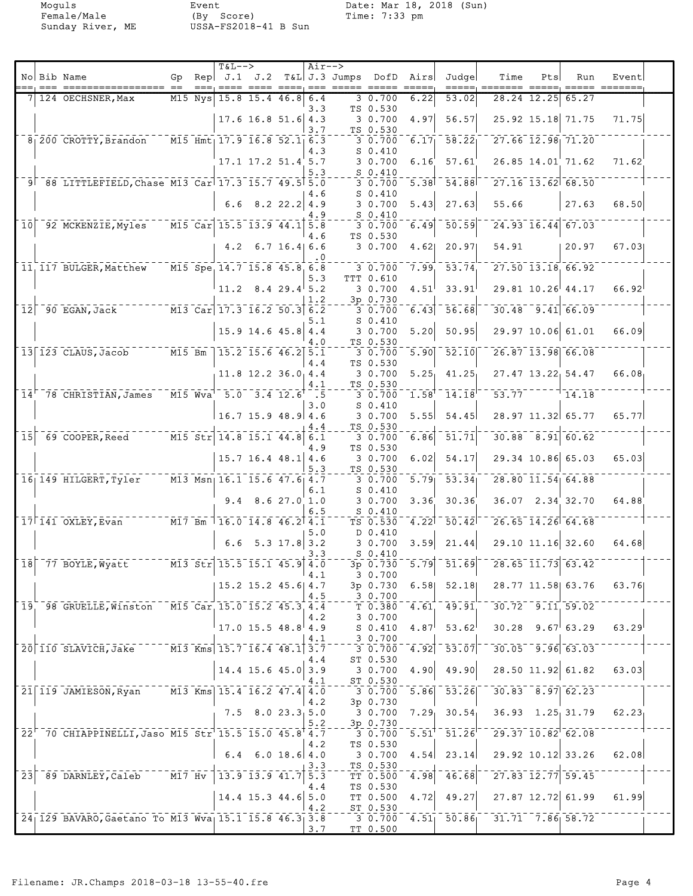Moguls
Female/Male
Sunday River, ME

Event
(By Score)
USSA-FS2018-41 B Sun

Date: Mar 18, 2018 (Sun)
Time: 7:33 pm

| No | Bib | Name | Gp | Rep | T&L--> J.1 | J.2 | T&L | Air--> J.3 | Jumps | DofD | Airs | Judge | Time | Pts | Run | Event |
|---|---|---|---|---|---|---|---|---|---|---|---|---|---|---|---|---|
| 7 | 124 | OECHSNER, Max | M15 | Nys | 15.8 | 15.4 | 46.8 | 6.4 | 3 | 0.700 | 6.22 | 53.02 | 28.24 | 12.25 | 65.27 | |
| | | | | | | | | 3.3 | TS | 0.530 | | | | | | |
| | | | | | 17.6 | 16.8 | 51.6 | 4.3 | 3 | 0.700 | 4.97 | 56.57 | 25.92 | 15.18 | 71.75 | 71.75 |
| | | | | | | | | 3.7 | TS | 0.530 | | | | | | |
| 8 | 200 | CROTTY, Brandon | M15 | Hmt | 17.9 | 16.8 | 52.1 | 6.3 | 3 | 0.700 | 6.17 | 58.22 | 27.66 | 12.98 | 71.20 | |
| | | | | | | | | 4.3 | S | 0.410 | | | | | | |
| | | | | | 17.1 | 17.2 | 51.4 | 5.7 | 3 | 0.700 | 6.16 | 57.61 | 26.85 | 14.01 | 71.62 | 71.62 |
| | | | | | | | | 5.3 | S | 0.410 | | | | | | |
| 9 | 88 | LITTLEFIELD, Chase | M13 | Car | 17.3 | 15.7 | 49.5 | 5.0 | 3 | 0.700 | 5.38 | 54.88 | 27.16 | 13.62 | 68.50 | |
| | | | | | | | | 4.6 | S | 0.410 | | | | | | |
| | | | | | 6.6 | 8.2 | 22.2 | 4.9 | 3 | 0.700 | 5.43 | 27.63 | 55.66 | | 27.63 | 68.50 |
| | | | | | | | | 4.9 | S | 0.410 | | | | | | |
| 10 | 92 | MCKENZIE, Myles | M15 | Car | 15.5 | 13.9 | 44.1 | 5.8 | 3 | 0.700 | 6.49 | 50.59 | 24.93 | 16.44 | 67.03 | |
| | | | | | | | | 4.6 | TS | 0.530 | | | | | | |
| | | | | | 4.2 | 6.7 | 16.4 | 6.6 | 3 | 0.700 | 4.62 | 20.97 | 54.91 | | 20.97 | 67.03 |
| | | | | | | | | .0 | | | | | | | | |
| 11 | 117 | BULGER, Matthew | M15 | Spe | 14.7 | 15.8 | 45.8 | 6.8 | 3 | 0.700 | 7.99 | 53.74 | 27.50 | 13.18 | 66.92 | |
| | | | | | | | | 5.3 | TTT | 0.610 | | | | | | |
| | | | | | 11.2 | 8.4 | 29.4 | 5.2 | 3 | 0.700 | 4.51 | 33.91 | 29.81 | 10.26 | 44.17 | 66.92 |
| | | | | | | | | 1.2 | 3p | 0.730 | | | | | | |
| 12 | 90 | EGAN, Jack | M13 | Car | 17.3 | 16.2 | 50.3 | 6.2 | 3 | 0.700 | 6.43 | 56.68 | 30.48 | 9.41 | 66.09 | |
| | | | | | | | | 5.1 | S | 0.410 | | | | | | |
| | | | | | 15.9 | 14.6 | 45.8 | 4.4 | 3 | 0.700 | 5.20 | 50.95 | 29.97 | 10.06 | 61.01 | 66.09 |
| | | | | | | | | 4.0 | TS | 0.530 | | | | | | |
| 13 | 123 | CLAUS, Jacob | M15 | Bm | 15.2 | 15.6 | 46.2 | 5.1 | 3 | 0.700 | 5.90 | 52.10 | 26.87 | 13.98 | 66.08 | |
| | | | | | | | | 4.4 | TS | 0.530 | | | | | | |
| | | | | | 11.8 | 12.2 | 36.0 | 4.4 | 3 | 0.700 | 5.25 | 41.25 | 27.47 | 13.22 | 54.47 | 66.08 |
| | | | | | | | | 4.1 | TS | 0.530 | | | | | | |
| 14 | 78 | CHRISTIAN, James | M15 | Wva | 5.0 | 3.4 | 12.6 | .5 | 3 | 0.700 | 1.58 | 14.18 | 53.77 | | 14.18 | |
| | | | | | | | | 3.0 | S | 0.410 | | | | | | |
| | | | | | 16.7 | 15.9 | 48.9 | 4.6 | 3 | 0.700 | 5.55 | 54.45 | 28.97 | 11.32 | 65.77 | 65.77 |
| | | | | | | | | 4.4 | TS | 0.530 | | | | | | |
| 15 | 69 | COOPER, Reed | M15 | Str | 14.8 | 15.1 | 44.8 | 6.1 | 3 | 0.700 | 6.86 | 51.71 | 30.88 | 8.91 | 60.62 | |
| | | | | | | | | 4.9 | TS | 0.530 | | | | | | |
| | | | | | 15.7 | 16.4 | 48.1 | 4.6 | 3 | 0.700 | 6.02 | 54.17 | 29.34 | 10.86 | 65.03 | 65.03 |
| | | | | | | | | 5.3 | TS | 0.530 | | | | | | |
| 16 | 149 | HILGERT, Tyler | M13 | Msn | 16.1 | 15.6 | 47.6 | 4.7 | 3 | 0.700 | 5.79 | 53.34 | 28.80 | 11.54 | 64.88 | |
| | | | | | | | | 6.1 | S | 0.410 | | | | | | |
| | | | | | 9.4 | 8.6 | 27.0 | 1.0 | 3 | 0.700 | 3.36 | 30.36 | 36.07 | 2.34 | 32.70 | 64.88 |
| | | | | | | | | 6.5 | S | 0.410 | | | | | | |
| 17 | 141 | OXLEY, Evan | M17 | Bm | 16.0 | 14.8 | 46.2 | 4.1 | TS | 0.530 | 4.22 | 50.42 | 26.65 | 14.26 | 64.68 | |
| | | | | | | | | 5.0 | D | 0.410 | | | | | | |
| | | | | | 6.6 | 5.3 | 17.8 | 3.2 | 3 | 0.700 | 3.59 | 21.44 | 29.10 | 11.16 | 32.60 | 64.68 |
| | | | | | | | | 3.3 | S | 0.410 | | | | | | |
| 18 | 77 | BOYLE, Wyatt | M13 | Str | 15.5 | 15.1 | 45.9 | 4.0 | 3p | 0.730 | 5.79 | 51.69 | 28.65 | 11.73 | 63.42 | |
| | | | | | | | | 4.1 | 3 | 0.700 | | | | | | |
| | | | | | 15.2 | 15.2 | 45.6 | 4.7 | 3p | 0.730 | 6.58 | 52.18 | 28.77 | 11.58 | 63.76 | 63.76 |
| | | | | | | | | 4.5 | 3 | 0.700 | | | | | | |
| 19 | 98 | GRUELLE, Winston | M15 | Car | 15.0 | 15.2 | 45.3 | 4.4 | T | 0.380 | 4.61 | 49.91 | 30.72 | 9.11 | 59.02 | |
| | | | | | | | | 4.2 | 3 | 0.700 | | | | | | |
| | | | | | 17.0 | 15.5 | 48.8 | 4.9 | S | 0.410 | 4.87 | 53.62 | 30.28 | 9.67 | 63.29 | 63.29 |
| | | | | | | | | 4.1 | 3 | 0.700 | | | | | | |
| 20 | 110 | SLAVICH, Jake | M13 | Kms | 15.7 | 16.4 | 48.1 | 3.7 | 3 | 0.700 | 4.92 | 53.07 | 30.05 | 9.96 | 63.03 | |
| | | | | | | | | 4.4 | ST | 0.530 | | | | | | |
| | | | | | 14.4 | 15.6 | 45.0 | 3.9 | 3 | 0.700 | 4.90 | 49.90 | 28.50 | 11.92 | 61.82 | 63.03 |
| | | | | | | | | 4.1 | ST | 0.530 | | | | | | |
| 21 | 119 | JAMIESON, Ryan | M13 | Kms | 15.4 | 16.2 | 47.4 | 4.0 | 3 | 0.700 | 5.86 | 53.26 | 30.83 | 8.97 | 62.23 | |
| | | | | | | | | 4.2 | 3p | 0.730 | | | | | | |
| | | | | | 7.5 | 8.0 | 23.3 | 5.0 | 3 | 0.700 | 7.29 | 30.54 | 36.93 | 1.25 | 31.79 | 62.23 |
| | | | | | | | | 5.2 | 3p | 0.730 | | | | | | |
| 22 | 70 | CHIAPPINELLI, Jaso | M15 | Str | 15.5 | 15.0 | 45.8 | 4.7 | 3 | 0.700 | 5.51 | 51.26 | 29.37 | 10.82 | 62.08 | |
| | | | | | | | | 4.2 | TS | 0.530 | | | | | | |
| | | | | | 6.4 | 6.0 | 18.6 | 4.0 | 3 | 0.700 | 4.54 | 23.14 | 29.92 | 10.12 | 33.26 | 62.08 |
| | | | | | | | | 3.3 | TS | 0.530 | | | | | | |
| 23 | 89 | DARNLEY, Caleb | M17 | Hv | 13.9 | 13.9 | 41.7 | 5.3 | TT | 0.500 | 4.98 | 46.68 | 27.83 | 12.77 | 59.45 | |
| | | | | | | | | 4.4 | TS | 0.530 | | | | | | |
| | | | | | 14.4 | 15.3 | 44.6 | 5.0 | TT | 0.500 | 4.72 | 49.27 | 27.87 | 12.72 | 61.99 | 61.99 |
| | | | | | | | | 4.2 | ST | 0.530 | | | | | | |
| 24 | 129 | BAVARO, Gaetano To | M13 | Wva | 15.1 | 15.8 | 46.3 | 3.8 | 3 | 0.700 | 4.51 | 50.86 | 31.71 | 7.86 | 58.72 | |
| | | | | | | | | 3.7 | TT | 0.500 | | | | | | |

Filename: JR.Champs 2018-03-18 13-55-40.fre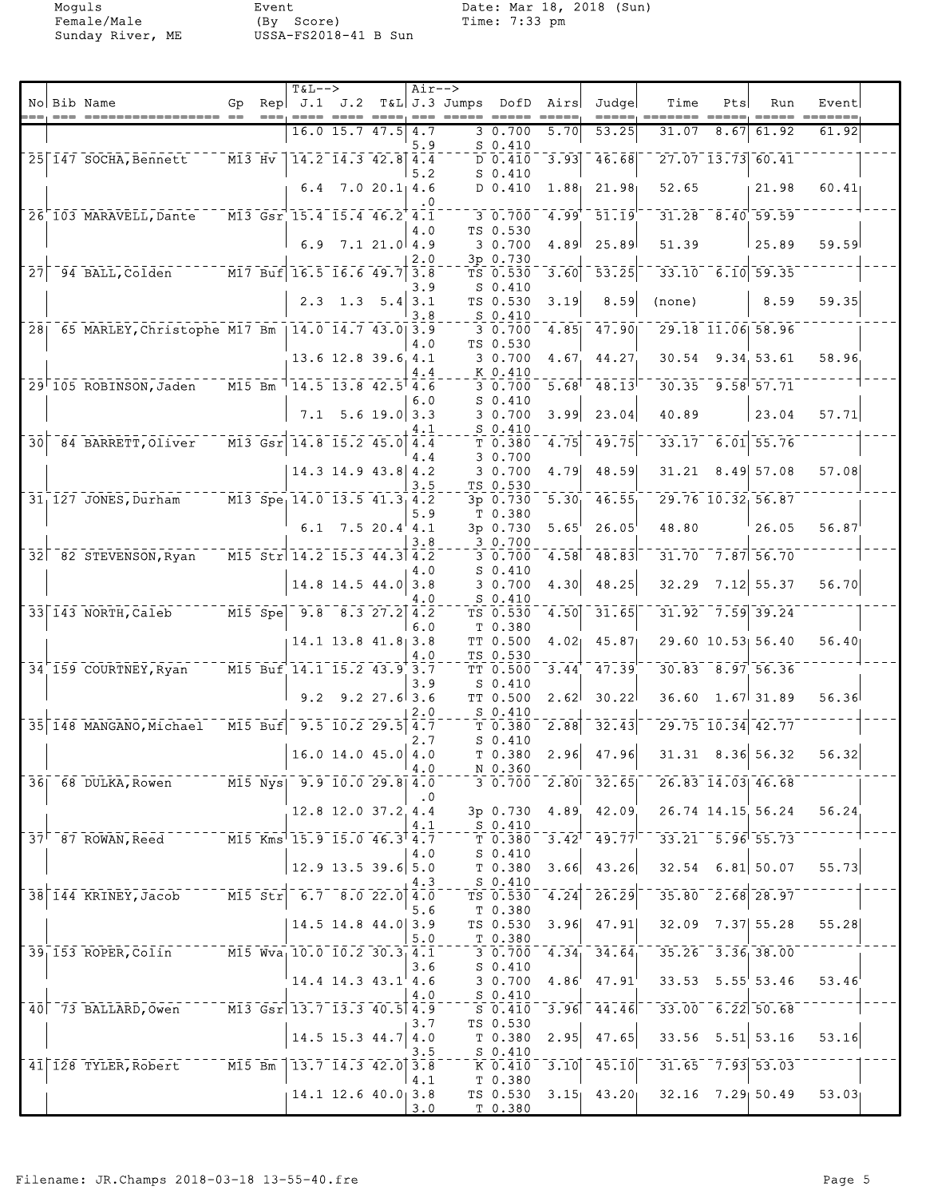Moguls
Female/Male
Sunday River, ME

Event
(By Score)
USSA-FS2018-41 B Sun

Date: Mar 18, 2018 (Sun)
Time: 7:33 pm

| No | Bib | Name | Gp | Rep | J.1 | J.2 | T&L | J.3 | Jumps | DofD | Airs | Judge | Time | Pts | Run | Event |
|---|---|---|---|---|---|---|---|---|---|---|---|---|---|---|---|---|
| | | | | | 16.0 | 15.7 | 47.5 | 4.7 | 3 | 0.700 | 5.70 | 53.25 | 31.07 | 8.67 | 61.92 | 61.92 |
| | | | | | | | | 5.9 | S | 0.410 | | | | | | |
| 25 | 147 | SOCHA,Bennett | M13 | Hv | 14.2 | 14.3 | 42.8 | 4.4 | D | 0.410 | 3.93 | 46.68 | 27.07 | 13.73 | 60.41 | |
| | | | | | | | | 5.2 | S | 0.410 | | | | | | |
| | | | | | 6.4 | 7.0 | 20.1 | 4.6 | D | 0.410 | 1.88 | 21.98 | 52.65 | | 21.98 | 60.41 |
| | | | | | | | | .0 | | | | | | | | |
| 26 | 103 | MARAVELL,Dante | M13 | Gsr | 15.4 | 15.4 | 46.2 | 4.1 | 3 | 0.700 | 4.99 | 51.19 | 31.28 | 8.40 | 59.59 | |
| | | | | | | | | 4.0 | TS | 0.530 | | | | | | |
| | | | | | 6.9 | 7.1 | 21.0 | 4.9 | 3 | 0.700 | 4.89 | 25.89 | 51.39 | | 25.89 | 59.59 |
| | | | | | | | | 2.0 | 3p | 0.730 | | | | | | |
| 27 | 94 | BALL,Colden | M17 | Buf | 16.5 | 16.6 | 49.7 | 3.8 | TS | 0.530 | 3.60 | 53.25 | 33.10 | 6.10 | 59.35 | |
| | | | | | | | | 3.9 | S | 0.410 | | | | | | |
| | | | | | 2.3 | 1.3 | 5.4 | 3.1 | TS | 0.530 | 3.19 | 8.59 | (none) | | 8.59 | 59.35 |
| | | | | | | | | 3.8 | S | 0.410 | | | | | | |
| 28 | 65 | MARLEY,Christophe | M17 | Bm | 14.0 | 14.7 | 43.0 | 3.9 | 3 | 0.700 | 4.85 | 47.90 | 29.18 | 11.06 | 58.96 | |
| | | | | | | | | 4.0 | TS | 0.530 | | | | | | |
| | | | | | 13.6 | 12.8 | 39.6 | 4.1 | 3 | 0.700 | 4.67 | 44.27 | 30.54 | 9.34 | 53.61 | 58.96 |
| | | | | | | | | 4.4 | K | 0.410 | | | | | | |
| 29 | 105 | ROBINSON,Jaden | M15 | Bm | 14.5 | 13.8 | 42.5 | 4.6 | 3 | 0.700 | 5.68 | 48.13 | 30.35 | 9.58 | 57.71 | |
| | | | | | | | | 6.0 | S | 0.410 | | | | | | |
| | | | | | 7.1 | 5.6 | 19.0 | 3.3 | 3 | 0.700 | 3.99 | 23.04 | 40.89 | | 23.04 | 57.71 |
| | | | | | | | | 4.1 | S | 0.410 | | | | | | |
| 30 | 84 | BARRETT,Oliver | M13 | Gsr | 14.8 | 15.2 | 45.0 | 4.4 | T | 0.380 | 4.75 | 49.75 | 33.17 | 6.01 | 55.76 | |
| | | | | | | | | 4.4 | 3 | 0.700 | | | | | | |
| | | | | | 14.3 | 14.9 | 43.8 | 4.2 | 3 | 0.700 | 4.79 | 48.59 | 31.21 | 8.49 | 57.08 | 57.08 |
| | | | | | | | | 3.5 | TS | 0.530 | | | | | | |
| 31 | 127 | JONES,Durham | M13 | Spe | 14.0 | 13.5 | 41.3 | 4.2 | 3p | 0.730 | 5.30 | 46.55 | 29.76 | 10.32 | 56.87 | |
| | | | | | | | | 5.9 | T | 0.380 | | | | | | |
| | | | | | 6.1 | 7.5 | 20.4 | 4.1 | 3p | 0.730 | 5.65 | 26.05 | 48.80 | | 26.05 | 56.87 |
| | | | | | | | | 3.8 | 3 | 0.700 | | | | | | |
| 32 | 82 | STEVENSON,Ryan | M15 | Str | 14.2 | 15.3 | 44.3 | 4.2 | 3 | 0.700 | 4.58 | 48.83 | 31.70 | 7.87 | 56.70 | |
| | | | | | | | | 4.0 | S | 0.410 | | | | | | |
| | | | | | 14.8 | 14.5 | 44.0 | 3.8 | 3 | 0.700 | 4.30 | 48.25 | 32.29 | 7.12 | 55.37 | 56.70 |
| | | | | | | | | 4.0 | S | 0.410 | | | | | | |
| 33 | 143 | NORTH,Caleb | M15 | Spe | 9.8 | 8.3 | 27.2 | 4.2 | TS | 0.530 | 4.50 | 31.65 | 31.92 | 7.59 | 39.24 | |
| | | | | | | | | 6.0 | T | 0.380 | | | | | | |
| | | | | | 14.1 | 13.8 | 41.8 | 3.8 | TT | 0.500 | 4.02 | 45.87 | 29.60 | 10.53 | 56.40 | 56.40 |
| | | | | | | | | 4.0 | TS | 0.530 | | | | | | |
| 34 | 159 | COURTNEY,Ryan | M15 | Buf | 14.1 | 15.2 | 43.9 | 3.7 | TT | 0.500 | 3.44 | 47.39 | 30.83 | 8.97 | 56.36 | |
| | | | | | | | | 3.9 | S | 0.410 | | | | | | |
| | | | | | 9.2 | 9.2 | 27.6 | 3.6 | TT | 0.500 | 2.62 | 30.22 | 36.60 | 1.67 | 31.89 | 56.36 |
| | | | | | | | | 2.0 | S | 0.410 | | | | | | |
| 35 | 148 | MANGANO,Michael | M15 | Buf | 9.5 | 10.2 | 29.5 | 4.7 | T | 0.380 | 2.88 | 32.43 | 29.75 | 10.34 | 42.77 | |
| | | | | | | | | 2.7 | S | 0.410 | | | | | | |
| | | | | | 16.0 | 14.0 | 45.0 | 4.0 | T | 0.380 | 2.96 | 47.96 | 31.31 | 8.36 | 56.32 | 56.32 |
| | | | | | | | | 4.0 | N | 0.360 | | | | | | |
| 36 | 68 | DULKA,Rowen | M15 | Nys | 9.9 | 10.0 | 29.8 | 4.0 | 3 | 0.700 | 2.80 | 32.65 | 26.83 | 14.03 | 46.68 | |
| | | | | | | | | .0 | | | | | | | | |
| | | | | | 12.8 | 12.0 | 37.2 | 4.4 | 3p | 0.730 | 4.89 | 42.09 | 26.74 | 14.15 | 56.24 | 56.24 |
| | | | | | | | | 4.1 | S | 0.410 | | | | | | |
| 37 | 87 | ROWAN,Reed | M15 | Kms | 15.9 | 15.0 | 46.3 | 4.7 | T | 0.380 | 3.42 | 49.77 | 33.21 | 5.96 | 55.73 | |
| | | | | | | | | 4.0 | S | 0.410 | | | | | | |
| | | | | | 12.9 | 13.5 | 39.6 | 5.0 | T | 0.380 | 3.66 | 43.26 | 32.54 | 6.81 | 50.07 | 55.73 |
| | | | | | | | | 4.3 | S | 0.410 | | | | | | |
| 38 | 144 | KRINEY,Jacob | M15 | Str | 6.7 | 8.0 | 22.0 | 4.0 | TS | 0.530 | 4.24 | 26.29 | 35.80 | 2.68 | 28.97 | |
| | | | | | | | | 5.6 | T | 0.380 | | | | | | |
| | | | | | 14.5 | 14.8 | 44.0 | 3.9 | TS | 0.530 | 3.96 | 47.91 | 32.09 | 7.37 | 55.28 | 55.28 |
| | | | | | | | | 5.0 | T | 0.380 | | | | | | |
| 39 | 153 | ROPER,Colin | M15 | Wva | 10.0 | 10.2 | 30.3 | 4.1 | 3 | 0.700 | 4.34 | 34.64 | 35.26 | 3.36 | 38.00 | |
| | | | | | | | | 3.6 | S | 0.410 | | | | | | |
| | | | | | 14.4 | 14.3 | 43.1 | 4.6 | 3 | 0.700 | 4.86 | 47.91 | 33.53 | 5.55 | 53.46 | 53.46 |
| | | | | | | | | 4.0 | S | 0.410 | | | | | | |
| 40 | 73 | BALLARD,Owen | M13 | Gsr | 13.7 | 13.3 | 40.5 | 4.9 | S | 0.410 | 3.96 | 44.46 | 33.00 | 6.22 | 50.68 | |
| | | | | | | | | 3.7 | TS | 0.530 | | | | | | |
| | | | | | 14.5 | 15.3 | 44.7 | 4.0 | T | 0.380 | 2.95 | 47.65 | 33.56 | 5.51 | 53.16 | 53.16 |
| | | | | | | | | 3.5 | S | 0.410 | | | | | | |
| 41 | 128 | TYLER,Robert | M15 | Bm | 13.7 | 14.3 | 42.0 | 3.8 | K | 0.410 | 3.10 | 45.10 | 31.65 | 7.93 | 53.03 | |
| | | | | | | | | 4.1 | T | 0.380 | | | | | | |
| | | | | | 14.1 | 12.6 | 40.0 | 3.8 | TS | 0.530 | 3.15 | 43.20 | 32.16 | 7.29 | 50.49 | 53.03 |
| | | | | | | | | 3.0 | T | 0.380 | | | | | | |

Filename: JR.Champs 2018-03-18 13-55-40.fre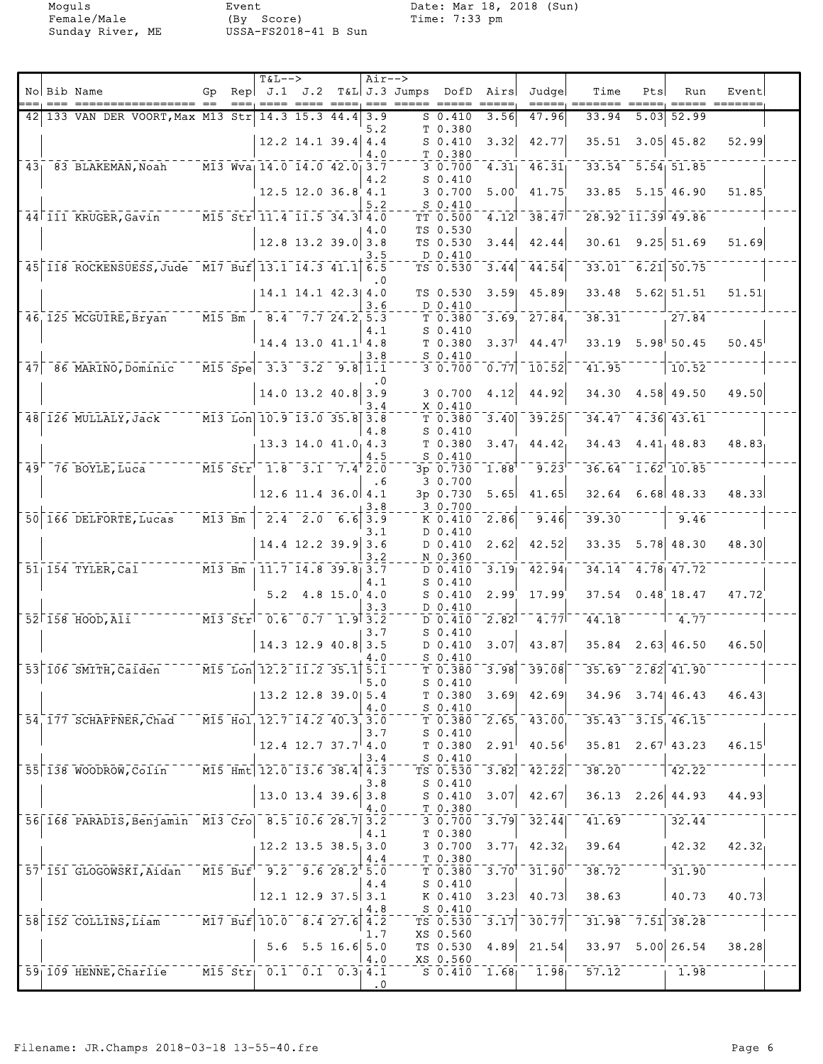Moguls
Female/Male
Sunday River, ME

Event
(By Score)
USSA-FS2018-41 B Sun

Date: Mar 18, 2018 (Sun)
Time: 7:33 pm

| No | Bib | Name | Gp | Rep | T&L J.1 | T&L J.2 | T&L | Air J.3 | Jumps | DofD | Airs | Judge | Time | Pts | Run | Event |
|---|---|---|---|---|---|---|---|---|---|---|---|---|---|---|---|---|
| 42 | 133 | VAN DER VOORT, Max | M13 | Str | 14.3 | 15.3 | 44.4 | 3.9 | S | 0.410 | 3.56 | 47.96 | 33.94 | 5.03 | 52.99 | |
| | | | | | | | | 5.2 | T | 0.380 | | | | | | |
| | | | | | 12.2 | 14.1 | 39.4 | 4.4 | S | 0.410 | 3.32 | 42.77 | 35.51 | 3.05 | 45.82 | 52.99 |
| | | | | | | | | 4.0 | T | 0.380 | | | | | | |
| 43 | 83 | BLAKEMAN, Noah | M13 | Wva | 14.0 | 14.0 | 42.0 | 3.7 | 3 | 0.700 | 4.31 | 46.31 | 33.54 | 5.54 | 51.85 | |
| | | | | | | | | 4.2 | S | 0.410 | | | | | | |
| | | | | | 12.5 | 12.0 | 36.8 | 4.1 | 3 | 0.700 | 5.00 | 41.75 | 33.85 | 5.15 | 46.90 | 51.85 |
| | | | | | | | | 5.2 | S | 0.410 | | | | | | |
| 44 | 111 | KRUGER, Gavin | M15 | Str | 11.4 | 11.5 | 34.3 | 4.0 | TT | 0.500 | 4.12 | 38.47 | 28.92 | 11.39 | 49.86 | |
| | | | | | | | | 4.0 | TS | 0.530 | | | | | | |
| | | | | | 12.8 | 13.2 | 39.0 | 3.8 | TS | 0.530 | 3.44 | 42.44 | 30.61 | 9.25 | 51.69 | 51.69 |
| | | | | | | | | 3.5 | D | 0.410 | | | | | | |
| 45 | 118 | ROCKENSUESS, Jude | M17 | Buf | 13.1 | 14.3 | 41.1 | 6.5 | TS | 0.530 | 3.44 | 44.54 | 33.01 | 6.21 | 50.75 | |
| | | | | | | | | .0 | | | | | | | | |
| | | | | | 14.1 | 14.1 | 42.3 | 4.0 | TS | 0.530 | 3.59 | 45.89 | 33.48 | 5.62 | 51.51 | 51.51 |
| | | | | | | | | 3.6 | D | 0.410 | | | | | | |
| 46 | 125 | MCGUIRE, Bryan | M15 | Bm | 8.4 | 7.7 | 24.2 | 5.3 | T | 0.380 | 3.69 | 27.84 | 38.31 | | 27.84 | |
| | | | | | | | | 4.1 | S | 0.410 | | | | | | |
| | | | | | 14.4 | 13.0 | 41.1 | 4.8 | T | 0.380 | 3.37 | 44.47 | 33.19 | 5.98 | 50.45 | 50.45 |
| | | | | | | | | 3.8 | S | 0.410 | | | | | | |
| 47 | 86 | MARINO, Dominic | M15 | Spe | 3.3 | 3.2 | 9.8 | 1.1 | 3 | 0.700 | 0.77 | 10.52 | 41.95 | | 10.52 | |
| | | | | | | | | .0 | | | | | | | | |
| | | | | | 14.0 | 13.2 | 40.8 | 3.9 | 3 | 0.700 | 4.12 | 44.92 | 34.30 | 4.58 | 49.50 | 49.50 |
| | | | | | | | | 3.4 | X | 0.410 | | | | | | |
| 48 | 126 | MULLALY, Jack | M13 | Lon | 10.9 | 13.0 | 35.8 | 3.8 | T | 0.380 | 3.40 | 39.25 | 34.47 | 4.36 | 43.61 | |
| | | | | | | | | 4.8 | S | 0.410 | | | | | | |
| | | | | | 13.3 | 14.0 | 41.0 | 4.3 | T | 0.380 | 3.47 | 44.42 | 34.43 | 4.41 | 48.83 | 48.83 |
| | | | | | | | | 4.5 | S | 0.410 | | | | | | |
| 49 | 76 | BOYLE, Luca | M15 | Str | 1.8 | 3.1 | 7.4 | 2.0 | 3p | 0.730 | 1.88 | 9.23 | 36.64 | 1.62 | 10.85 | |
| | | | | | | | | .6 | 3 | 0.700 | | | | | | |
| | | | | | 12.6 | 11.4 | 36.0 | 4.1 | 3p | 0.730 | 5.65 | 41.65 | 32.64 | 6.68 | 48.33 | 48.33 |
| | | | | | | | | 3.8 | 3 | 0.700 | | | | | | |
| 50 | 166 | DELFORTE, Lucas | M13 | Bm | 2.4 | 2.0 | 6.6 | 3.9 | K | 0.410 | 2.86 | 9.46 | 39.30 | | 9.46 | |
| | | | | | | | | 3.1 | D | 0.410 | | | | | | |
| | | | | | 14.4 | 12.2 | 39.9 | 3.6 | D | 0.410 | 2.62 | 42.52 | 33.35 | 5.78 | 48.30 | 48.30 |
| | | | | | | | | 3.2 | N | 0.360 | | | | | | |
| 51 | 154 | TYLER, Cal | M13 | Bm | 11.7 | 14.8 | 39.8 | 3.7 | D | 0.410 | 3.19 | 42.94 | 34.14 | 4.78 | 47.72 | |
| | | | | | | | | 4.1 | S | 0.410 | | | | | | |
| | | | | | 5.2 | 4.8 | 15.0 | 4.0 | S | 0.410 | 2.99 | 17.99 | 37.54 | 0.48 | 18.47 | 47.72 |
| | | | | | | | | 3.3 | D | 0.410 | | | | | | |
| 52 | 158 | HOOD, Ali | M13 | Str | 0.6 | 0.7 | 1.9 | 3.2 | D | 0.410 | 2.82 | 4.77 | 44.18 | | 4.77 | |
| | | | | | | | | 3.7 | S | 0.410 | | | | | | |
| | | | | | 14.3 | 12.9 | 40.8 | 3.5 | D | 0.410 | 3.07 | 43.87 | 35.84 | 2.63 | 46.50 | 46.50 |
| | | | | | | | | 4.0 | S | 0.410 | | | | | | |
| 53 | 106 | SMITH, Caiden | M15 | Lon | 12.2 | 11.2 | 35.1 | 5.1 | T | 0.380 | 3.98 | 39.08 | 35.69 | 2.82 | 41.90 | |
| | | | | | | | | 5.0 | S | 0.410 | | | | | | |
| | | | | | 13.2 | 12.8 | 39.0 | 5.4 | T | 0.380 | 3.69 | 42.69 | 34.96 | 3.74 | 46.43 | 46.43 |
| | | | | | | | | 4.0 | S | 0.410 | | | | | | |
| 54 | 177 | SCHAFFNER, Chad | M15 | Hol | 12.7 | 14.2 | 40.3 | 3.0 | T | 0.380 | 2.65 | 43.00 | 35.43 | 3.15 | 46.15 | |
| | | | | | | | | 3.7 | S | 0.410 | | | | | | |
| | | | | | 12.4 | 12.7 | 37.7 | 4.0 | T | 0.380 | 2.91 | 40.56 | 35.81 | 2.67 | 43.23 | 46.15 |
| | | | | | | | | 3.4 | S | 0.410 | | | | | | |
| 55 | 138 | WOODROW, Colin | M15 | Hmt | 12.0 | 13.6 | 38.4 | 4.3 | TS | 0.530 | 3.82 | 42.22 | 38.20 | | 42.22 | |
| | | | | | | | | 3.8 | S | 0.410 | | | | | | |
| | | | | | 13.0 | 13.4 | 39.6 | 3.8 | S | 0.410 | 3.07 | 42.67 | 36.13 | 2.26 | 44.93 | 44.93 |
| | | | | | | | | 4.0 | T | 0.380 | | | | | | |
| 56 | 168 | PARADIS, Benjamin | M13 | Cro | 8.5 | 10.6 | 28.7 | 3.2 | 3 | 0.700 | 3.79 | 32.44 | 41.69 | | 32.44 | |
| | | | | | | | | 4.1 | T | 0.380 | | | | | | |
| | | | | | 12.2 | 13.5 | 38.5 | 3.0 | 3 | 0.700 | 3.77 | 42.32 | 39.64 | | 42.32 | 42.32 |
| | | | | | | | | 4.4 | T | 0.380 | | | | | | |
| 57 | 151 | GLOGOWSKI, Aidan | M15 | Buf | 9.2 | 9.6 | 28.2 | 5.0 | T | 0.380 | 3.70 | 31.90 | 38.72 | | 31.90 | |
| | | | | | | | | 4.4 | S | 0.410 | | | | | | |
| | | | | | 12.1 | 12.9 | 37.5 | 3.1 | K | 0.410 | 3.23 | 40.73 | 38.63 | | 40.73 | 40.73 |
| | | | | | | | | 4.8 | S | 0.410 | | | | | | |
| 58 | 152 | COLLINS, Liam | M17 | Buf | 10.0 | 8.4 | 27.6 | 4.2 | TS | 0.530 | 3.17 | 30.77 | 31.98 | 7.51 | 38.28 | |
| | | | | | | | | 1.7 | XS | 0.560 | | | | | | |
| | | | | | 5.6 | 5.5 | 16.6 | 5.0 | TS | 0.530 | 4.89 | 21.54 | 33.97 | 5.00 | 26.54 | 38.28 |
| | | | | | | | | 4.0 | XS | 0.560 | | | | | | |
| 59 | 109 | HENNE, Charlie | M15 | Str | 0.1 | 0.1 | 0.3 | 4.1 | S | 0.410 | 1.68 | 1.98 | 57.12 | | 1.98 | |
| | | | | | | | | .0 | | | | | | | | |

Filename: JR.Champs 2018-03-18 13-55-40.fre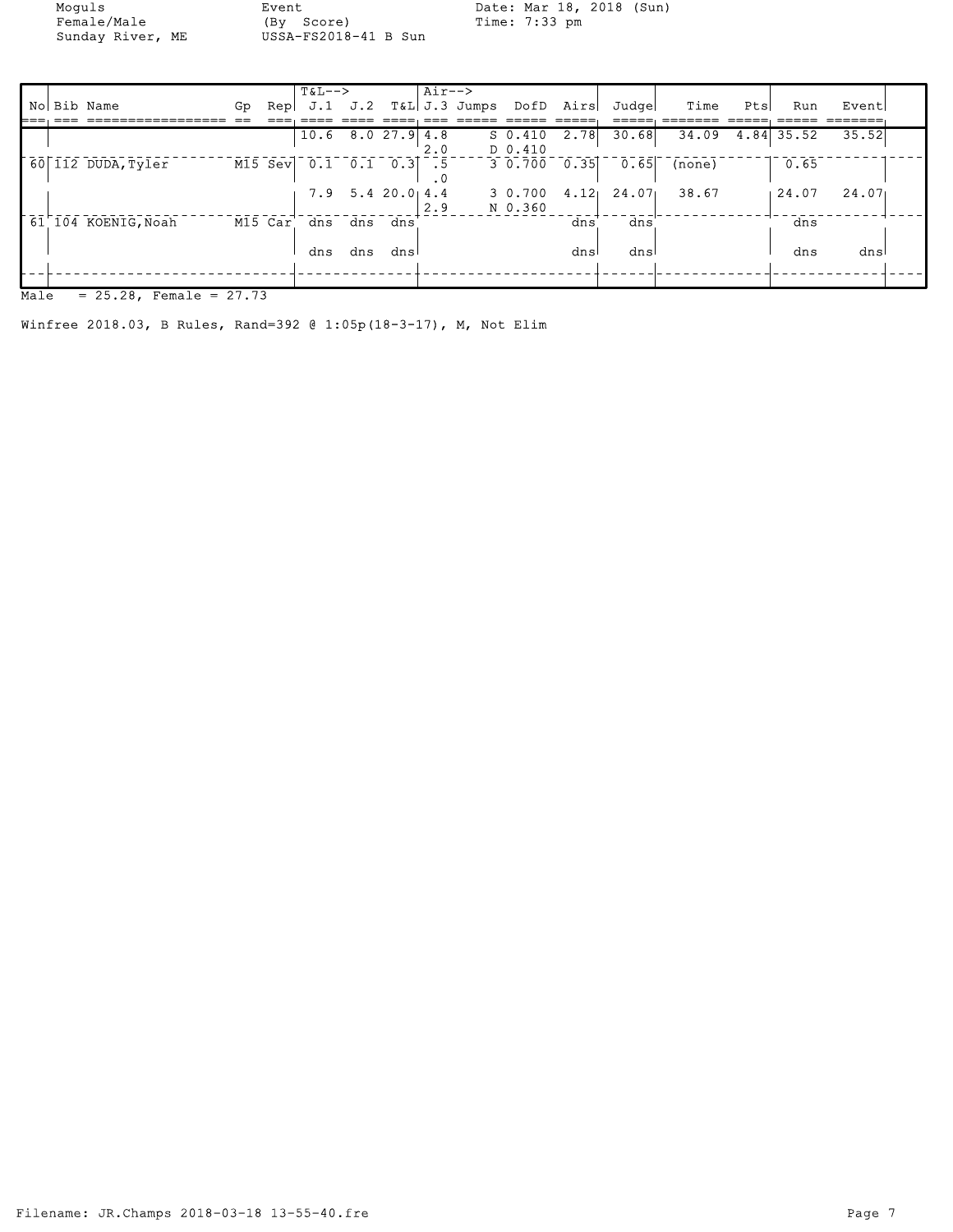Moguls
Female/Male
Sunday River, ME

Event
(By Score)
USSA-FS2018-41 B Sun

Date: Mar 18, 2018 (Sun)
Time: 7:33 pm

| No | Bib | Name | Gp | Rep | T&L--> J.1 | J.2 | T&L | Air--> J.3 | Jumps | DofD | Airs | Judge | Time | Pts | Run | Event |
|---|---|---|---|---|---|---|---|---|---|---|---|---|---|---|---|---|
| | | | | | 10.6 | 8.0 | 27.9 | 4.8 | S | 0.410 | 2.78 | 30.68 | 34.09 | 4.84 | 35.52 | 35.52 |
| | | | | | | | | 2.0 | D | 0.410 | | | | | | |
| 60 | 112 | DUDA,Tyler | M15 | Sev | 0.1 | 0.1 | 0.3 | .5 | 3 | 0.700 | 0.35 | 0.65 | (none) | | 0.65 | |
| | | | | | | | | .0 | | | | | | | | |
| | | | | | 7.9 | 5.4 | 20.0 | 4.4 | 3 | 0.700 | 4.12 | 24.07 | 38.67 | | 24.07 | 24.07 |
| | | | | | | | | 2.9 | N | 0.360 | | | | | | |
| 61 | 104 | KOENIG,Noah | M15 | Car | dns | dns | dns | | | | dns | dns | | | dns | |
| | | | | | dns | dns | dns | | | | dns | dns | | | dns | dns |

Male = 25.28, Female = 27.73

Winfree 2018.03, B Rules, Rand=392 @ 1:05p(18-3-17), M, Not Elim

Filename: JR.Champs 2018-03-18 13-55-40.fre